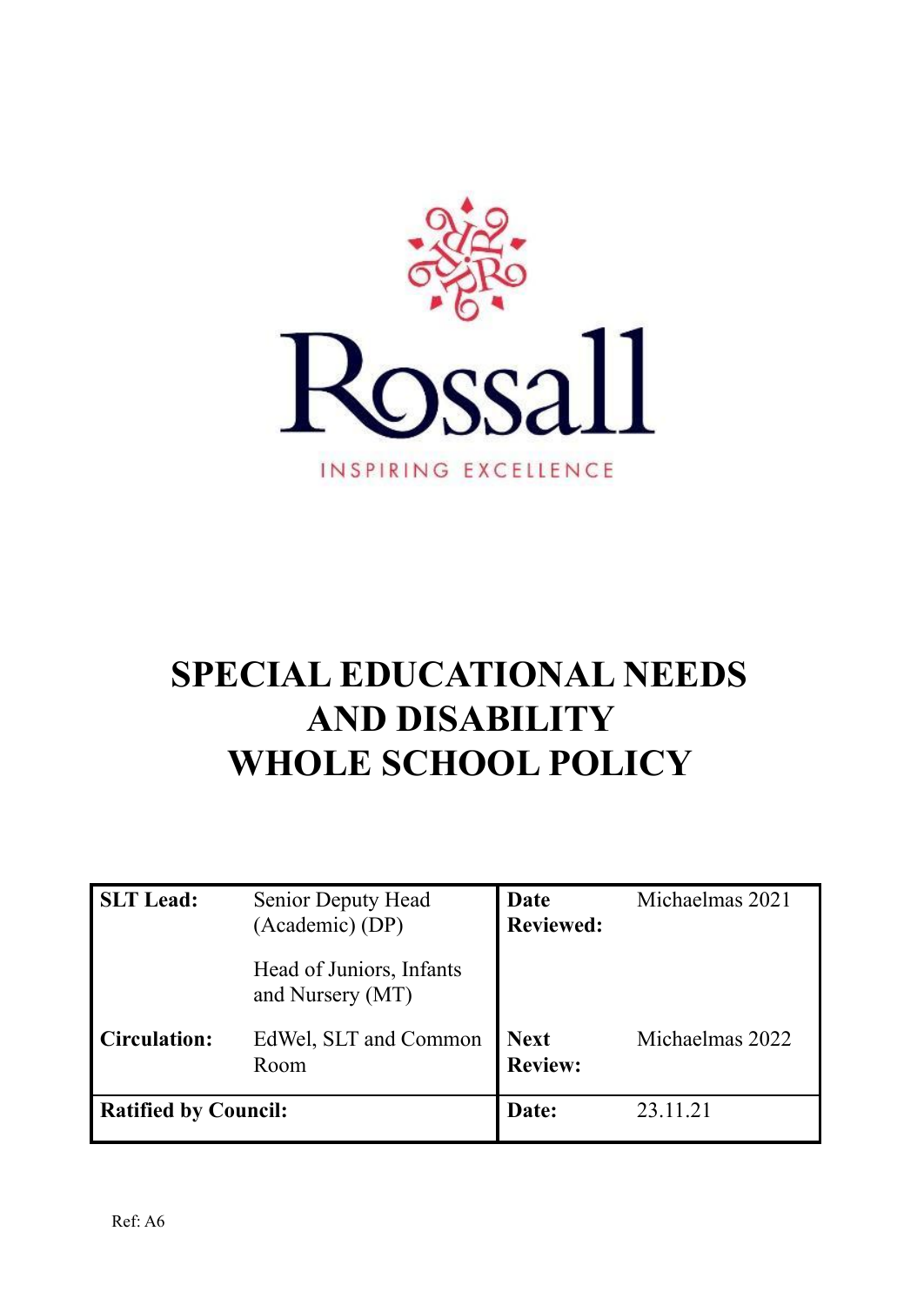Rossall

INSPIRING EXCELLENCE

# SPECIAL EDUCATIONAL NEEDS AND DISABILITY WHOLE SCHOOL POLICY

| **SLT Lead:** | Senior Deputy Head (Academic) (DP)<br><br>Head of Juniors, Infants and Nursery (MT) | **Date Reviewed:** | Michaelmas 2021 |
|---|---|---|---|
| **Circulation:** | EdWel, SLT and Common Room | **Next Review:** | Michaelmas 2022 |
| **Ratified by Council:** | | **Date:** | 23.11.21 |

Ref: A6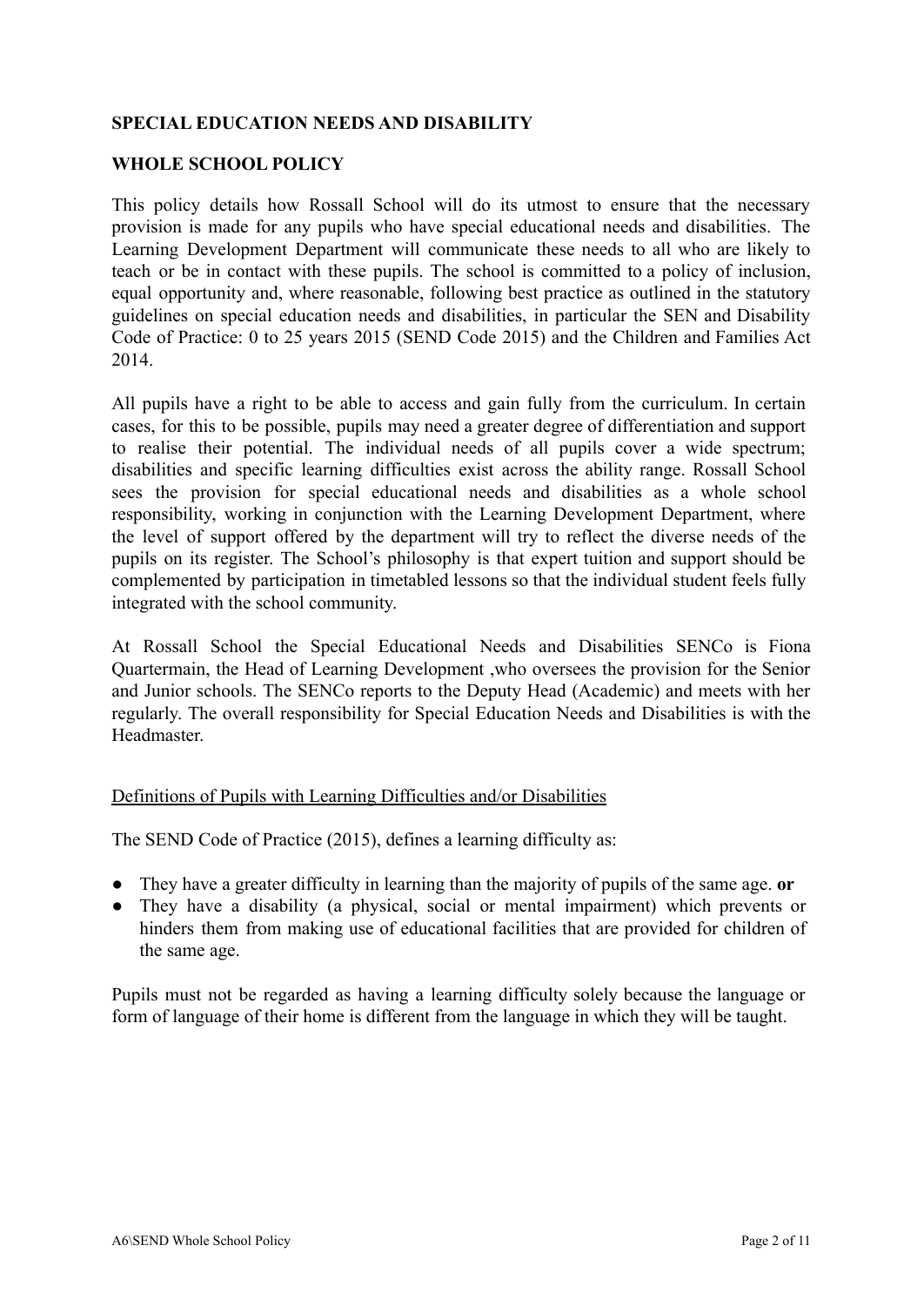**SPECIAL EDUCATION NEEDS AND DISABILITY**

**WHOLE SCHOOL POLICY**

This policy details how Rossall School will do its utmost to ensure that the necessary provision is made for any pupils who have special educational needs and disabilities. The Learning Development Department will communicate these needs to all who are likely to teach or be in contact with these pupils. The school is committed to a policy of inclusion, equal opportunity and, where reasonable, following best practice as outlined in the statutory guidelines on special education needs and disabilities, in particular the SEN and Disability Code of Practice: 0 to 25 years 2015 (SEND Code 2015) and the Children and Families Act 2014.

All pupils have a right to be able to access and gain fully from the curriculum. In certain cases, for this to be possible, pupils may need a greater degree of differentiation and support to realise their potential. The individual needs of all pupils cover a wide spectrum; disabilities and specific learning difficulties exist across the ability range. Rossall School sees the provision for special educational needs and disabilities as a whole school responsibility, working in conjunction with the Learning Development Department, where the level of support offered by the department will try to reflect the diverse needs of the pupils on its register. The School's philosophy is that expert tuition and support should be complemented by participation in timetabled lessons so that the individual student feels fully integrated with the school community.

At Rossall School the Special Educational Needs and Disabilities SENCo is Fiona Quartermain, the Head of Learning Development ,who oversees the provision for the Senior and Junior schools. The SENCo reports to the Deputy Head (Academic) and meets with her regularly. The overall responsibility for Special Education Needs and Disabilities is with the Headmaster.

<u>Definitions of Pupils with Learning Difficulties and/or Disabilities</u>

The SEND Code of Practice (2015), defines a learning difficulty as:

- They have a greater difficulty in learning than the majority of pupils of the same age. **or**
- They have a disability (a physical, social or mental impairment) which prevents or hinders them from making use of educational facilities that are provided for children of the same age.

Pupils must not be regarded as having a learning difficulty solely because the language or form of language of their home is different from the language in which they will be taught.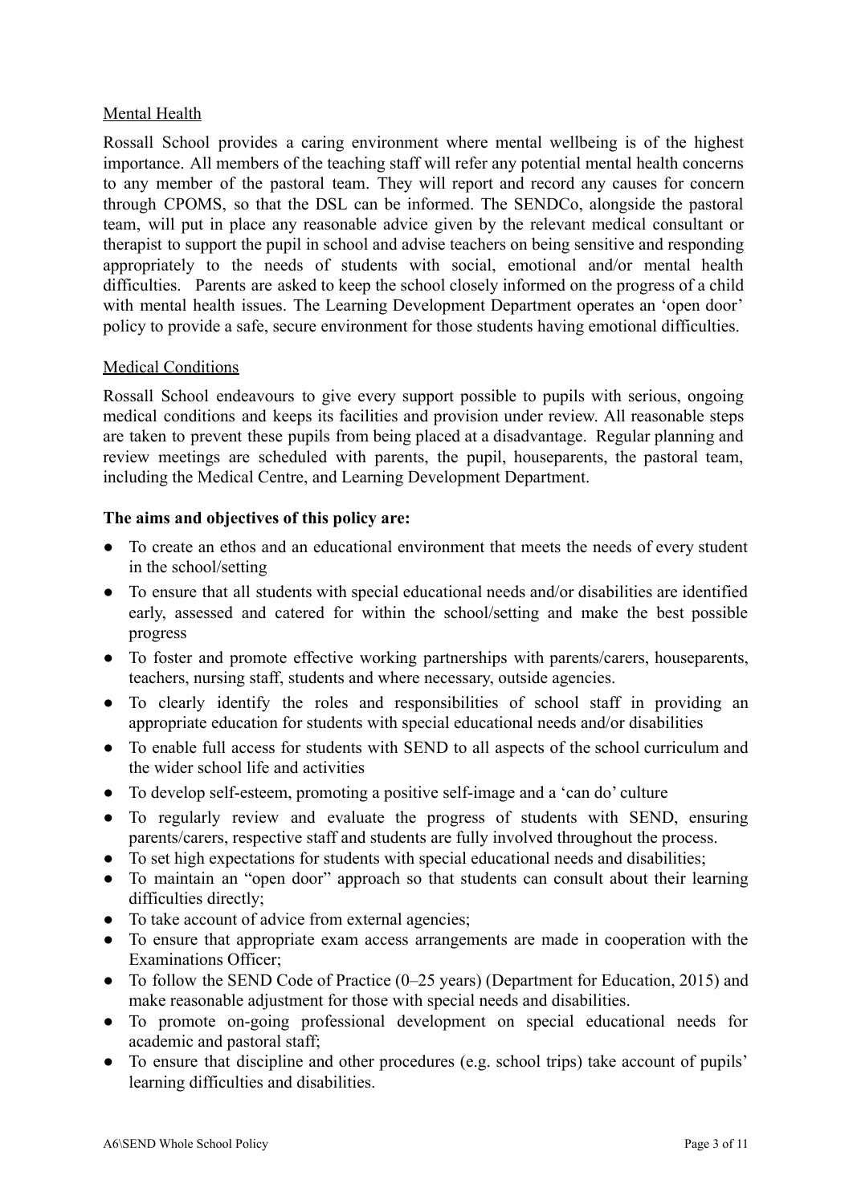<u>Mental Health</u>

Rossall School provides a caring environment where mental wellbeing is of the highest importance. All members of the teaching staff will refer any potential mental health concerns to any member of the pastoral team. They will report and record any causes for concern through CPOMS, so that the DSL can be informed. The SENDCo, alongside the pastoral team, will put in place any reasonable advice given by the relevant medical consultant or therapist to support the pupil in school and advise teachers on being sensitive and responding appropriately to the needs of students with social, emotional and/or mental health difficulties. Parents are asked to keep the school closely informed on the progress of a child with mental health issues. The Learning Development Department operates an 'open door' policy to provide a safe, secure environment for those students having emotional difficulties.

<u>Medical Conditions</u>

Rossall School endeavours to give every support possible to pupils with serious, ongoing medical conditions and keeps its facilities and provision under review. All reasonable steps are taken to prevent these pupils from being placed at a disadvantage. Regular planning and review meetings are scheduled with parents, the pupil, houseparents, the pastoral team, including the Medical Centre, and Learning Development Department.

**The aims and objectives of this policy are:**

- To create an ethos and an educational environment that meets the needs of every student in the school/setting
- To ensure that all students with special educational needs and/or disabilities are identified early, assessed and catered for within the school/setting and make the best possible progress
- To foster and promote effective working partnerships with parents/carers, houseparents, teachers, nursing staff, students and where necessary, outside agencies.
- To clearly identify the roles and responsibilities of school staff in providing an appropriate education for students with special educational needs and/or disabilities
- To enable full access for students with SEND to all aspects of the school curriculum and the wider school life and activities
- To develop self-esteem, promoting a positive self-image and a 'can do' culture
- To regularly review and evaluate the progress of students with SEND, ensuring parents/carers, respective staff and students are fully involved throughout the process.
- To set high expectations for students with special educational needs and disabilities;
- To maintain an "open door" approach so that students can consult about their learning difficulties directly;
- To take account of advice from external agencies;
- To ensure that appropriate exam access arrangements are made in cooperation with the Examinations Officer;
- To follow the SEND Code of Practice (0–25 years) (Department for Education, 2015) and make reasonable adjustment for those with special needs and disabilities.
- To promote on-going professional development on special educational needs for academic and pastoral staff;
- To ensure that discipline and other procedures (e.g. school trips) take account of pupils' learning difficulties and disabilities.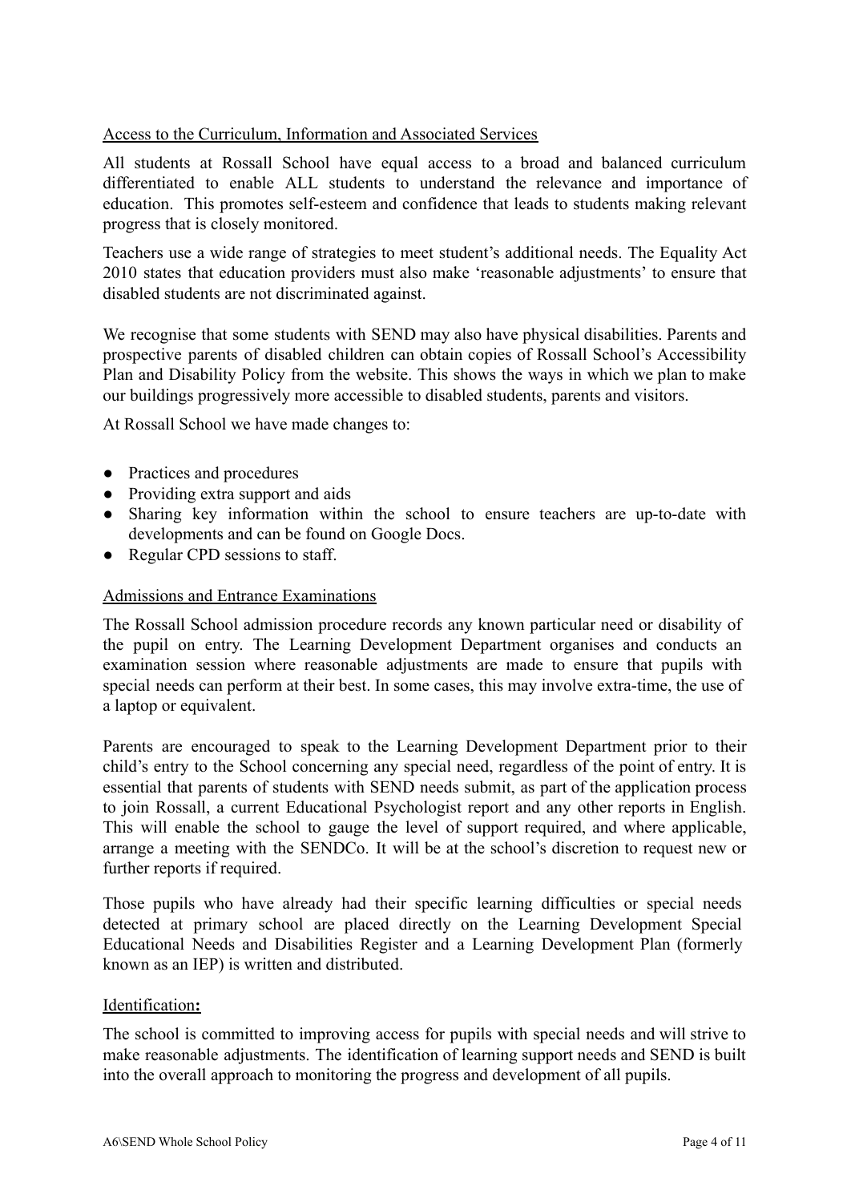## Access to the Curriculum, Information and Associated Services

All students at Rossall School have equal access to a broad and balanced curriculum differentiated to enable ALL students to understand the relevance and importance of education. This promotes self-esteem and confidence that leads to students making relevant progress that is closely monitored.

Teachers use a wide range of strategies to meet student's additional needs. The Equality Act 2010 states that education providers must also make 'reasonable adjustments' to ensure that disabled students are not discriminated against.

We recognise that some students with SEND may also have physical disabilities. Parents and prospective parents of disabled children can obtain copies of Rossall School's Accessibility Plan and Disability Policy from the website. This shows the ways in which we plan to make our buildings progressively more accessible to disabled students, parents and visitors.

At Rossall School we have made changes to:

- Practices and procedures
- Providing extra support and aids
- Sharing key information within the school to ensure teachers are up-to-date with developments and can be found on Google Docs.
- Regular CPD sessions to staff.

## Admissions and Entrance Examinations

The Rossall School admission procedure records any known particular need or disability of the pupil on entry. The Learning Development Department organises and conducts an examination session where reasonable adjustments are made to ensure that pupils with special needs can perform at their best. In some cases, this may involve extra-time, the use of a laptop or equivalent.

Parents are encouraged to speak to the Learning Development Department prior to their child's entry to the School concerning any special need, regardless of the point of entry. It is essential that parents of students with SEND needs submit, as part of the application process to join Rossall, a current Educational Psychologist report and any other reports in English. This will enable the school to gauge the level of support required, and where applicable, arrange a meeting with the SENDCo. It will be at the school's discretion to request new or further reports if required.

Those pupils who have already had their specific learning difficulties or special needs detected at primary school are placed directly on the Learning Development Special Educational Needs and Disabilities Register and a Learning Development Plan (formerly known as an IEP) is written and distributed.

## Identification:

The school is committed to improving access for pupils with special needs and will strive to make reasonable adjustments. The identification of learning support needs and SEND is built into the overall approach to monitoring the progress and development of all pupils.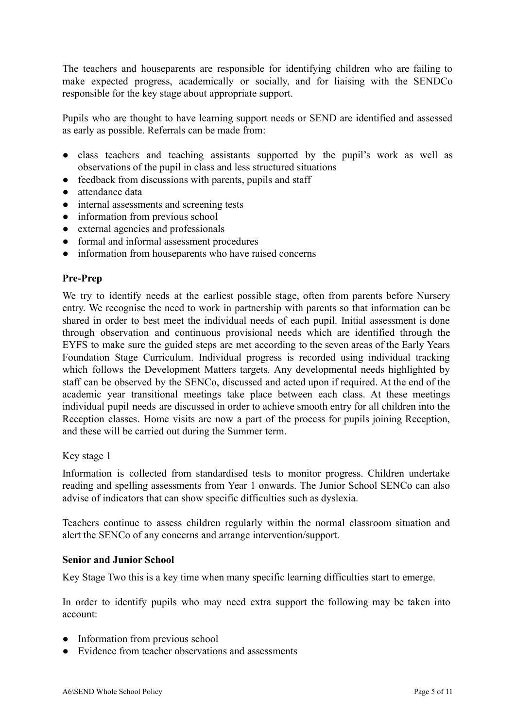The teachers and houseparents are responsible for identifying children who are failing to make expected progress, academically or socially, and for liaising with the SENDCo responsible for the key stage about appropriate support.

Pupils who are thought to have learning support needs or SEND are identified and assessed as early as possible. Referrals can be made from:

- class teachers and teaching assistants supported by the pupil's work as well as observations of the pupil in class and less structured situations
- feedback from discussions with parents, pupils and staff
- attendance data
- internal assessments and screening tests
- information from previous school
- external agencies and professionals
- formal and informal assessment procedures
- information from houseparents who have raised concerns

**Pre-Prep**

We try to identify needs at the earliest possible stage, often from parents before Nursery entry. We recognise the need to work in partnership with parents so that information can be shared in order to best meet the individual needs of each pupil. Initial assessment is done through observation and continuous provisional needs which are identified through the EYFS to make sure the guided steps are met according to the seven areas of the Early Years Foundation Stage Curriculum. Individual progress is recorded using individual tracking which follows the Development Matters targets. Any developmental needs highlighted by staff can be observed by the SENCo, discussed and acted upon if required. At the end of the academic year transitional meetings take place between each class. At these meetings individual pupil needs are discussed in order to achieve smooth entry for all children into the Reception classes. Home visits are now a part of the process for pupils joining Reception, and these will be carried out during the Summer term.

Key stage 1

Information is collected from standardised tests to monitor progress. Children undertake reading and spelling assessments from Year 1 onwards. The Junior School SENCo can also advise of indicators that can show specific difficulties such as dyslexia.

Teachers continue to assess children regularly within the normal classroom situation and alert the SENCo of any concerns and arrange intervention/support.

**Senior and Junior School**

Key Stage Two this is a key time when many specific learning difficulties start to emerge.

In order to identify pupils who may need extra support the following may be taken into account:

- Information from previous school
- Evidence from teacher observations and assessments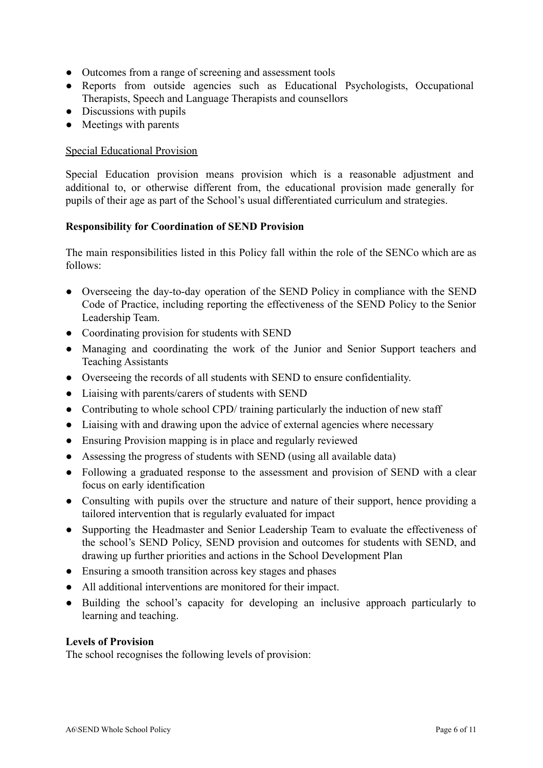- Outcomes from a range of screening and assessment tools
- Reports from outside agencies such as Educational Psychologists, Occupational Therapists, Speech and Language Therapists and counsellors
- Discussions with pupils
- Meetings with parents

Special Educational Provision

Special Education provision means provision which is a reasonable adjustment and additional to, or otherwise different from, the educational provision made generally for pupils of their age as part of the School's usual differentiated curriculum and strategies.

**Responsibility for Coordination of SEND Provision**

The main responsibilities listed in this Policy fall within the role of the SENCo which are as follows:

- Overseeing the day-to-day operation of the SEND Policy in compliance with the SEND Code of Practice, including reporting the effectiveness of the SEND Policy to the Senior Leadership Team.
- Coordinating provision for students with SEND
- Managing and coordinating the work of the Junior and Senior Support teachers and Teaching Assistants
- Overseeing the records of all students with SEND to ensure confidentiality.
- Liaising with parents/carers of students with SEND
- Contributing to whole school CPD/ training particularly the induction of new staff
- Liaising with and drawing upon the advice of external agencies where necessary
- Ensuring Provision mapping is in place and regularly reviewed
- Assessing the progress of students with SEND (using all available data)
- Following a graduated response to the assessment and provision of SEND with a clear focus on early identification
- Consulting with pupils over the structure and nature of their support, hence providing a tailored intervention that is regularly evaluated for impact
- Supporting the Headmaster and Senior Leadership Team to evaluate the effectiveness of the school's SEND Policy, SEND provision and outcomes for students with SEND, and drawing up further priorities and actions in the School Development Plan
- Ensuring a smooth transition across key stages and phases
- All additional interventions are monitored for their impact.
- Building the school's capacity for developing an inclusive approach particularly to learning and teaching.

**Levels of Provision**

The school recognises the following levels of provision: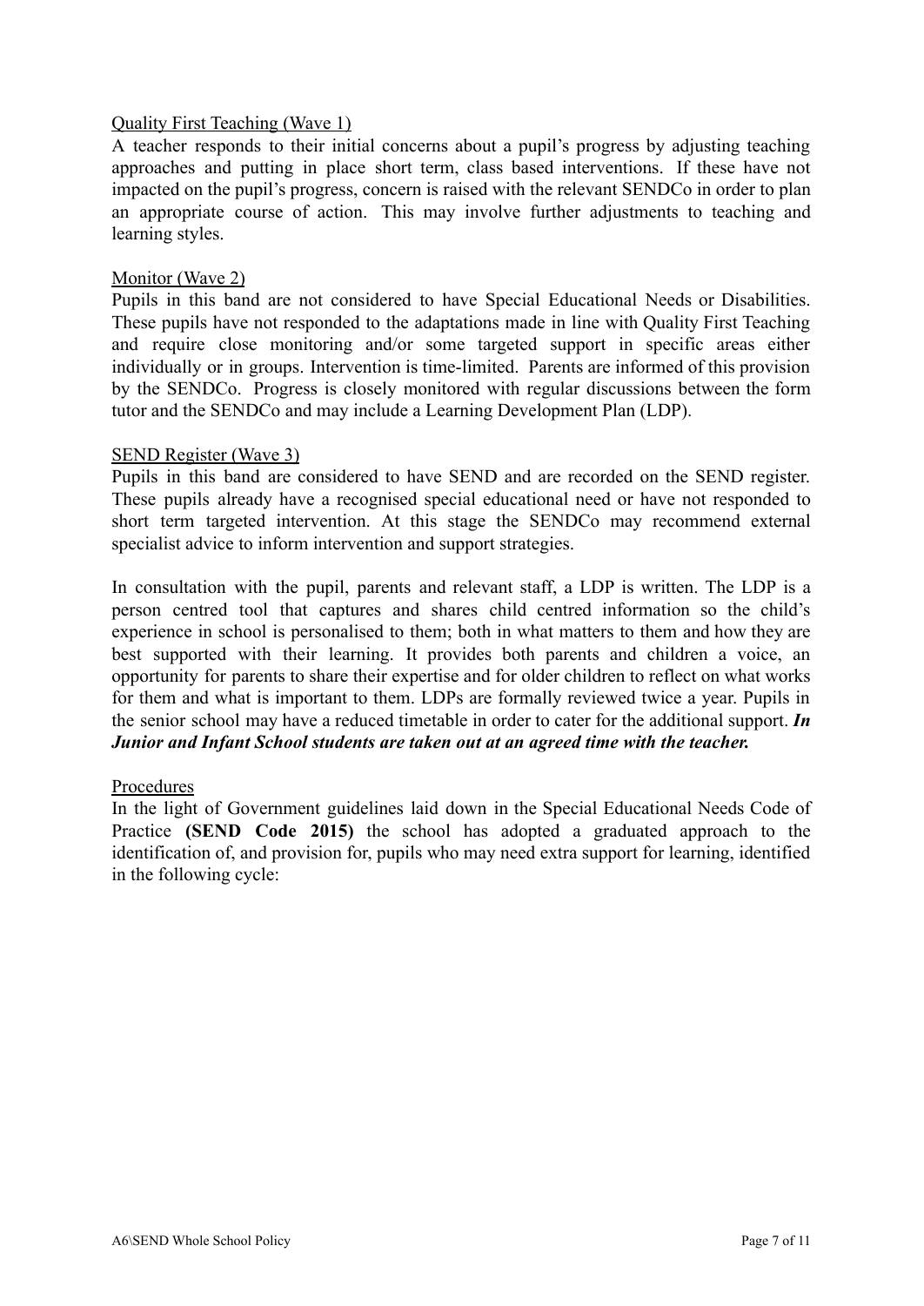Quality First Teaching (Wave 1)

A teacher responds to their initial concerns about a pupil's progress by adjusting teaching approaches and putting in place short term, class based interventions. If these have not impacted on the pupil's progress, concern is raised with the relevant SENDCo in order to plan an appropriate course of action. This may involve further adjustments to teaching and learning styles.

Monitor (Wave 2)

Pupils in this band are not considered to have Special Educational Needs or Disabilities. These pupils have not responded to the adaptations made in line with Quality First Teaching and require close monitoring and/or some targeted support in specific areas either individually or in groups. Intervention is time-limited. Parents are informed of this provision by the SENDCo. Progress is closely monitored with regular discussions between the form tutor and the SENDCo and may include a Learning Development Plan (LDP).

SEND Register (Wave 3)

Pupils in this band are considered to have SEND and are recorded on the SEND register. These pupils already have a recognised special educational need or have not responded to short term targeted intervention. At this stage the SENDCo may recommend external specialist advice to inform intervention and support strategies.

In consultation with the pupil, parents and relevant staff, a LDP is written. The LDP is a person centred tool that captures and shares child centred information so the child's experience in school is personalised to them; both in what matters to them and how they are best supported with their learning. It provides both parents and children a voice, an opportunity for parents to share their expertise and for older children to reflect on what works for them and what is important to them. LDPs are formally reviewed twice a year. Pupils in the senior school may have a reduced timetable in order to cater for the additional support. ***In Junior and Infant School students are taken out at an agreed time with the teacher.***

Procedures

In the light of Government guidelines laid down in the Special Educational Needs Code of Practice **(SEND Code 2015)** the school has adopted a graduated approach to the identification of, and provision for, pupils who may need extra support for learning, identified in the following cycle: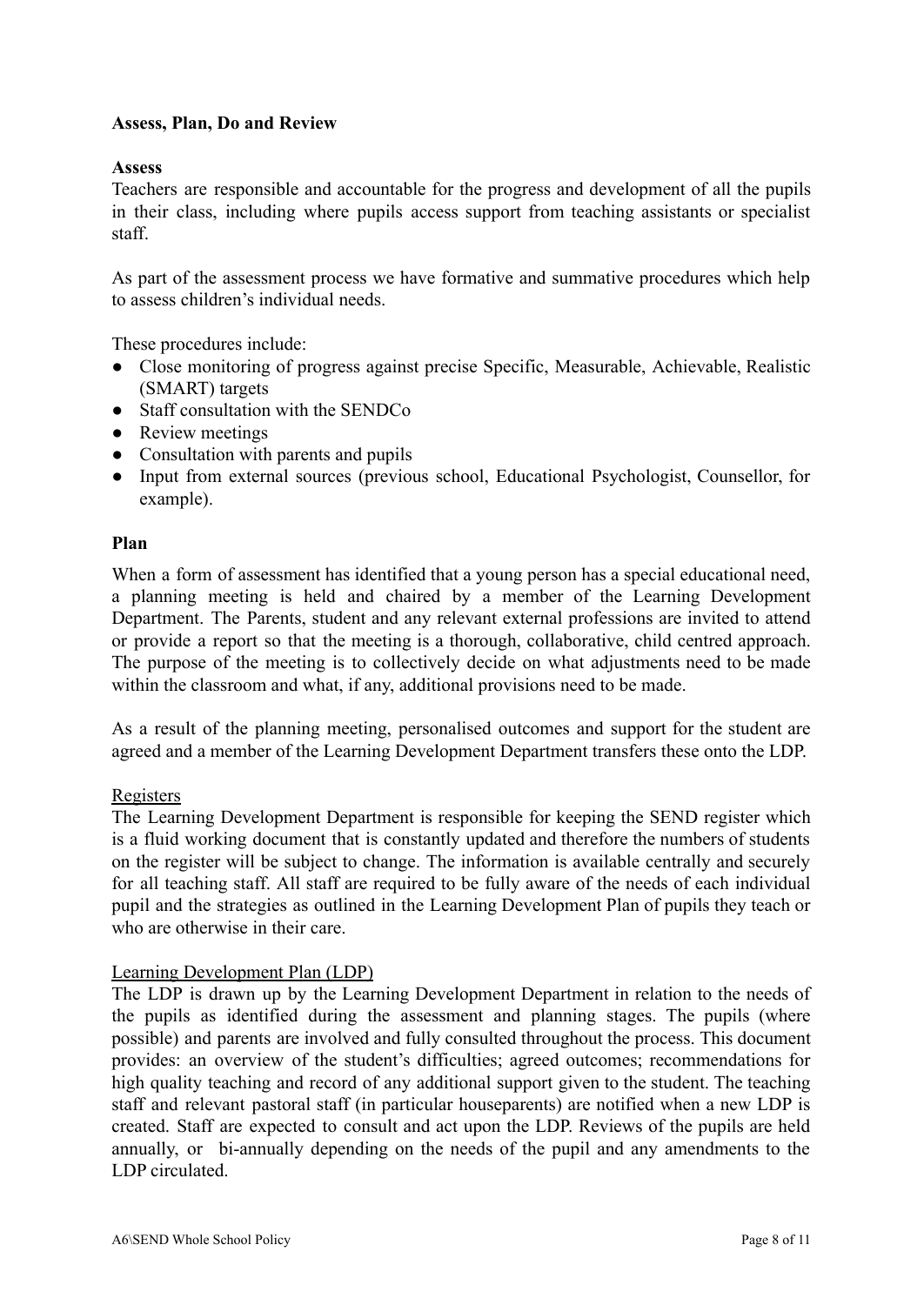**Assess, Plan, Do and Review**

**Assess**

Teachers are responsible and accountable for the progress and development of all the pupils in their class, including where pupils access support from teaching assistants or specialist staff.

As part of the assessment process we have formative and summative procedures which help to assess children's individual needs.

These procedures include:

- Close monitoring of progress against precise Specific, Measurable, Achievable, Realistic (SMART) targets
- Staff consultation with the SENDCo
- Review meetings
- Consultation with parents and pupils
- Input from external sources (previous school, Educational Psychologist, Counsellor, for example).

**Plan**

When a form of assessment has identified that a young person has a special educational need, a planning meeting is held and chaired by a member of the Learning Development Department. The Parents, student and any relevant external professions are invited to attend or provide a report so that the meeting is a thorough, collaborative, child centred approach. The purpose of the meeting is to collectively decide on what adjustments need to be made within the classroom and what, if any, additional provisions need to be made.

As a result of the planning meeting, personalised outcomes and support for the student are agreed and a member of the Learning Development Department transfers these onto the LDP.

Registers

The Learning Development Department is responsible for keeping the SEND register which is a fluid working document that is constantly updated and therefore the numbers of students on the register will be subject to change. The information is available centrally and securely for all teaching staff. All staff are required to be fully aware of the needs of each individual pupil and the strategies as outlined in the Learning Development Plan of pupils they teach or who are otherwise in their care.

Learning Development Plan (LDP)

The LDP is drawn up by the Learning Development Department in relation to the needs of the pupils as identified during the assessment and planning stages. The pupils (where possible) and parents are involved and fully consulted throughout the process. This document provides: an overview of the student's difficulties; agreed outcomes; recommendations for high quality teaching and record of any additional support given to the student. The teaching staff and relevant pastoral staff (in particular houseparents) are notified when a new LDP is created. Staff are expected to consult and act upon the LDP. Reviews of the pupils are held annually, or bi-annually depending on the needs of the pupil and any amendments to the LDP circulated.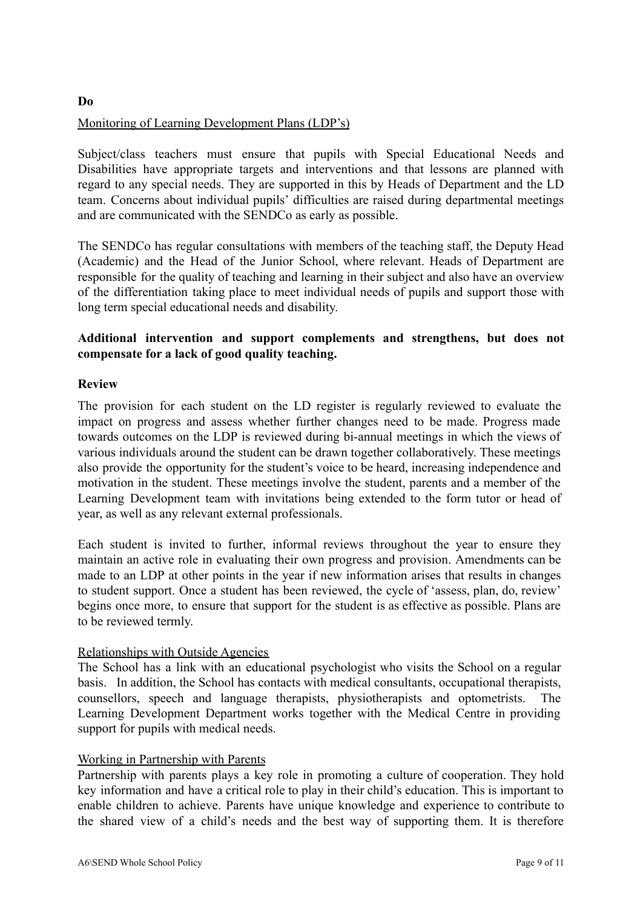**Do**

Monitoring of Learning Development Plans (LDP's)

Subject/class teachers must ensure that pupils with Special Educational Needs and Disabilities have appropriate targets and interventions and that lessons are planned with regard to any special needs. They are supported in this by Heads of Department and the LD team. Concerns about individual pupils' difficulties are raised during departmental meetings and are communicated with the SENDCo as early as possible.

The SENDCo has regular consultations with members of the teaching staff, the Deputy Head (Academic) and the Head of the Junior School, where relevant. Heads of Department are responsible for the quality of teaching and learning in their subject and also have an overview of the differentiation taking place to meet individual needs of pupils and support those with long term special educational needs and disability.

**Additional intervention and support complements and strengthens, but does not compensate for a lack of good quality teaching.**

**Review**

The provision for each student on the LD register is regularly reviewed to evaluate the impact on progress and assess whether further changes need to be made. Progress made towards outcomes on the LDP is reviewed during bi-annual meetings in which the views of various individuals around the student can be drawn together collaboratively. These meetings also provide the opportunity for the student's voice to be heard, increasing independence and motivation in the student. These meetings involve the student, parents and a member of the Learning Development team with invitations being extended to the form tutor or head of year, as well as any relevant external professionals.

Each student is invited to further, informal reviews throughout the year to ensure they maintain an active role in evaluating their own progress and provision. Amendments can be made to an LDP at other points in the year if new information arises that results in changes to student support. Once a student has been reviewed, the cycle of 'assess, plan, do, review' begins once more, to ensure that support for the student is as effective as possible. Plans are to be reviewed termly.

Relationships with Outside Agencies

The School has a link with an educational psychologist who visits the School on a regular basis. In addition, the School has contacts with medical consultants, occupational therapists, counsellors, speech and language therapists, physiotherapists and optometrists. The Learning Development Department works together with the Medical Centre in providing support for pupils with medical needs.

Working in Partnership with Parents

Partnership with parents plays a key role in promoting a culture of cooperation. They hold key information and have a critical role to play in their child's education. This is important to enable children to achieve. Parents have unique knowledge and experience to contribute to the shared view of a child's needs and the best way of supporting them. It is therefore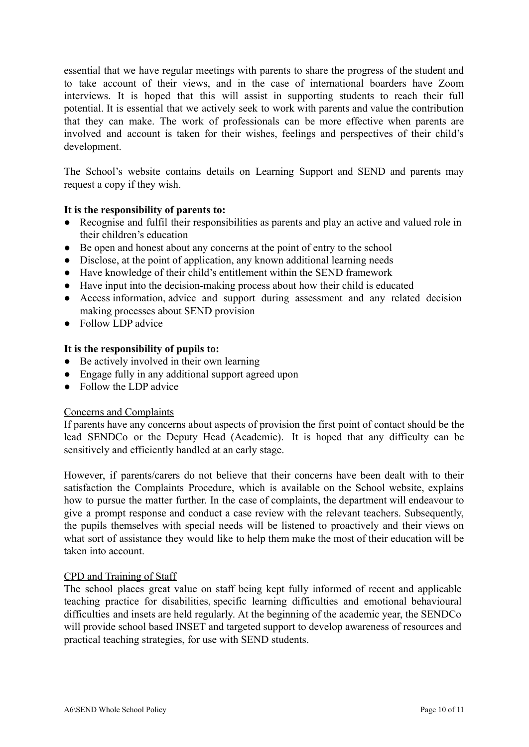essential that we have regular meetings with parents to share the progress of the student and to take account of their views, and in the case of international boarders have Zoom interviews. It is hoped that this will assist in supporting students to reach their full potential. It is essential that we actively seek to work with parents and value the contribution that they can make. The work of professionals can be more effective when parents are involved and account is taken for their wishes, feelings and perspectives of their child's development.

The School's website contains details on Learning Support and SEND and parents may request a copy if they wish.

**It is the responsibility of parents to:**

- Recognise and fulfil their responsibilities as parents and play an active and valued role in their children's education
- Be open and honest about any concerns at the point of entry to the school
- Disclose, at the point of application, any known additional learning needs
- Have knowledge of their child's entitlement within the SEND framework
- Have input into the decision-making process about how their child is educated
- Access information, advice and support during assessment and any related decision making processes about SEND provision
- Follow LDP advice

**It is the responsibility of pupils to:**

- Be actively involved in their own learning
- Engage fully in any additional support agreed upon
- Follow the LDP advice

<u>Concerns and Complaints</u>

If parents have any concerns about aspects of provision the first point of contact should be the lead SENDCo or the Deputy Head (Academic). It is hoped that any difficulty can be sensitively and efficiently handled at an early stage.

However, if parents/carers do not believe that their concerns have been dealt with to their satisfaction the Complaints Procedure, which is available on the School website, explains how to pursue the matter further. In the case of complaints, the department will endeavour to give a prompt response and conduct a case review with the relevant teachers. Subsequently, the pupils themselves with special needs will be listened to proactively and their views on what sort of assistance they would like to help them make the most of their education will be taken into account.

<u>CPD and Training of Staff</u>

The school places great value on staff being kept fully informed of recent and applicable teaching practice for disabilities, specific learning difficulties and emotional behavioural difficulties and insets are held regularly. At the beginning of the academic year, the SENDCo will provide school based INSET and targeted support to develop awareness of resources and practical teaching strategies, for use with SEND students.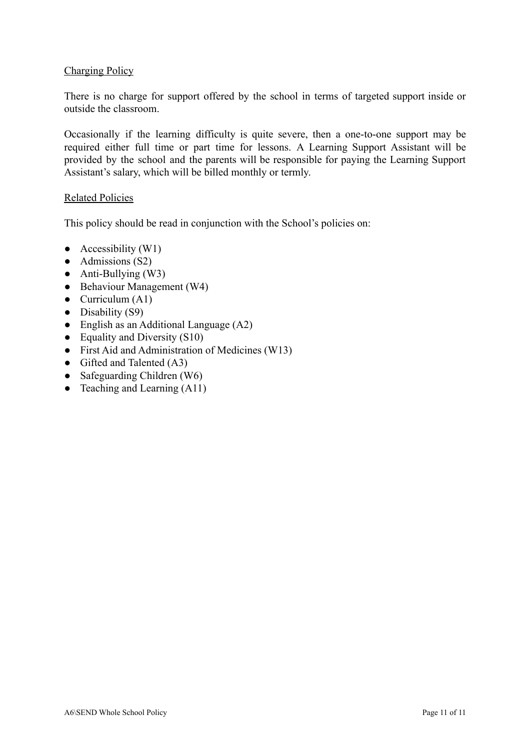## Charging Policy

There is no charge for support offered by the school in terms of targeted support inside or outside the classroom.

Occasionally if the learning difficulty is quite severe, then a one-to-one support may be required either full time or part time for lessons. A Learning Support Assistant will be provided by the school and the parents will be responsible for paying the Learning Support Assistant's salary, which will be billed monthly or termly.

## Related Policies

This policy should be read in conjunction with the School's policies on:

- Accessibility (W1)
- Admissions (S2)
- Anti-Bullying (W3)
- Behaviour Management (W4)
- Curriculum (A1)
- Disability (S9)
- English as an Additional Language (A2)
- Equality and Diversity (S10)
- First Aid and Administration of Medicines (W13)
- Gifted and Talented (A3)
- Safeguarding Children (W6)
- Teaching and Learning (A11)